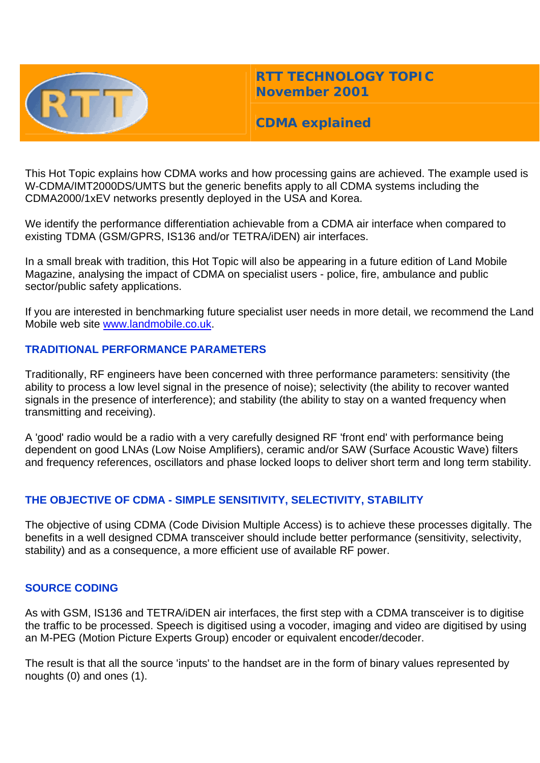# RTT TECHNOLOGY TOPIC November 2001

## CDMA explained

This Hot Topic explains how CDMA works and how processing gains are achieved. The example used is W-CDMA/IMT2000DS/UMTS but the generic benefits apply to all CDMA systems including the CDMA2000/1xEV networks presently deployed in the USA and Korea.

We identify the performance differentiation achievable from a CDMA air interface when compared to existing TDMA (GSM/GPRS, IS136 and/or TETRA/iDEN) air interfaces.

In a small break with tradition, this Hot Topic will also be appearing in a future edition of Land Mobile Magazine, analysing the impact of CDMA on specialist users - police, fire, ambulance and public sector/public safety applications.

If you are interested in benchmarking future specialist user needs in more detail, we recommend the Land Mobile web site [www.landmobile.co.uk](http://www.landmobile.co.uk).

### TRADITIONAL PERFORMANCE PARAMETERS

Traditionally, RF engineers have been concerned with three performance parameters: sensitivity (the ability to process a low level signal in the presence of noise); selectivity (the ability to recover wanted signals in the presence of interference); and stability (the ability to stay on a wanted frequency when transmitting and receiving).

A 'good' radio would be a radio with a very carefully designed RF 'front end' with performance being dependent on good LNAs (Low Noise Amplifiers), ceramic and/or SAW (Surface Acoustic Wave) filters and frequency references, oscillators and phase locked loops to deliver short term and long term stability.

### THE OBJECTIVE OF CDMA - SIMPLE SENSITIVITY, SELECTIVITY, STABILITY

The objective of using CDMA (Code Division Multiple Access) is to achieve these processes digitally. The benefits in a well designed CDMA transceiver should include better performance (sensitivity, selectivity, stability) and as a consequence, a more efficient use of available RF power.

### SOURCE CODING

As with GSM, IS136 and TETRA/iDEN air interfaces, the first step with a CDMA transceiver is to digitise the traffic to be processed. Speech is digitised using a vocoder, imaging and video are digitised by using an M-PEG (Motion Picture Experts Group) encoder or equivalent encoder/decoder.

The result is that all the source 'inputs' to the handset are in the form of binary values represented by noughts (0) and ones (1).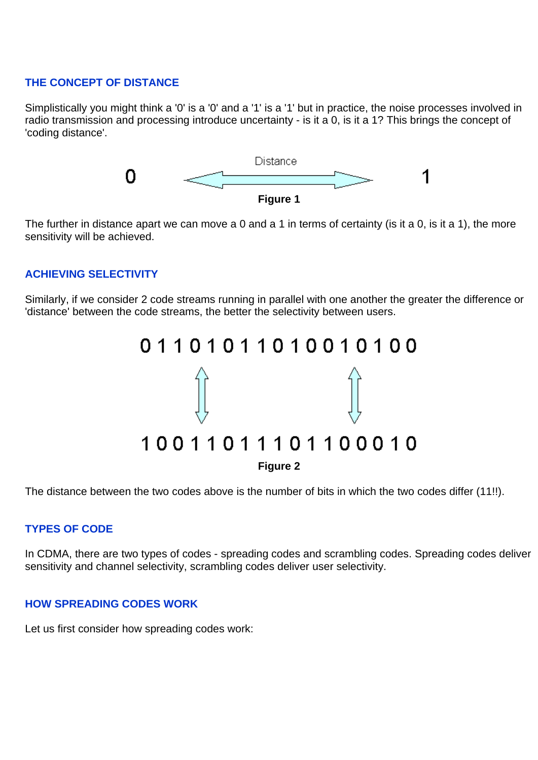## THE CONCEPT OF DISTANCE

Simplistically you might think a '0' is a '0' and a '1' is a '1' but in practice, the noise processes involved in radio transmission and processing introduce uncertainty - is it a 0, is it a 1? This brings the concept of 'coding distance'.

0 Distance 1

**Figure 1**

The further in distance apart we can move a 0 and a 1 in terms of certainty (is it a 0, is it a 1), the more sensitivity will be achieved.

## ACHIEVING SELECTIVITY

Similarly, if we consider 2 code streams running in parallel with one another the greater the difference or 'distance' between the code streams, the better the selectivity between users.

0 1 1 0 1 0 1 1 0 1 0 0 1 0 1 0 0

1 0 0 1 1 0 1 1 1 0 1 1 0 0 0 1 0

**Figure 2**

The distance between the two codes above is the number of bits in which the two codes differ (11!!).

## TYPES OF CODE

In CDMA, there are two types of codes - spreading codes and scrambling codes. Spreading codes deliver sensitivity and channel selectivity, scrambling codes deliver user selectivity.

## HOW SPREADING CODES WORK

Let us first consider how spreading codes work: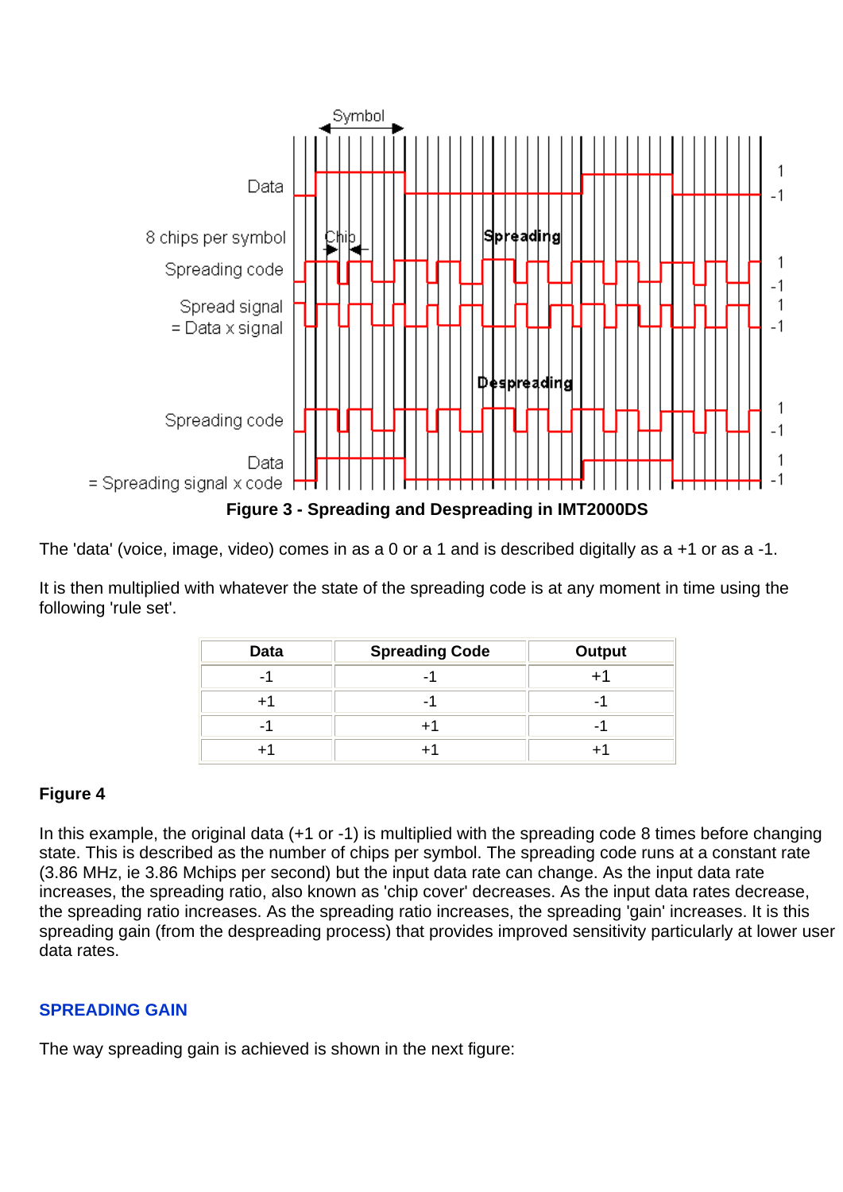Symbol

Data

8 chips per symbol

Chip

Spreading

Spreading code

Spread signal
= Data x signal

Despreading

Spreading code

Data
= Spreading signal x code

1
-1
1
-1
1
-1
1
-1
1
-1

**Figure 3 - Spreading and Despreading in IMT2000DS**

The 'data' (voice, image, video) comes in as a 0 or a 1 and is described digitally as a +1 or as a -1.

It is then multiplied with whatever the state of the spreading code is at any moment in time using the following 'rule set'.

| Data | Spreading Code | Output |
|---|---|---|
| -1 | -1 | +1 |
| +1 | -1 | -1 |
| -1 | +1 | -1 |
| +1 | +1 | +1 |

**Figure 4**

In this example, the original data (+1 or -1) is multiplied with the spreading code 8 times before changing state. This is described as the number of chips per symbol. The spreading code runs at a constant rate (3.86 MHz, ie 3.86 Mchips per second) but the input data rate can change. As the input data rate increases, the spreading ratio, also known as 'chip cover' decreases. As the input data rates decrease, the spreading ratio increases. As the spreading ratio increases, the spreading 'gain' increases. It is this spreading gain (from the despreading process) that provides improved sensitivity particularly at lower user data rates.

## SPREADING GAIN

The way spreading gain is achieved is shown in the next figure: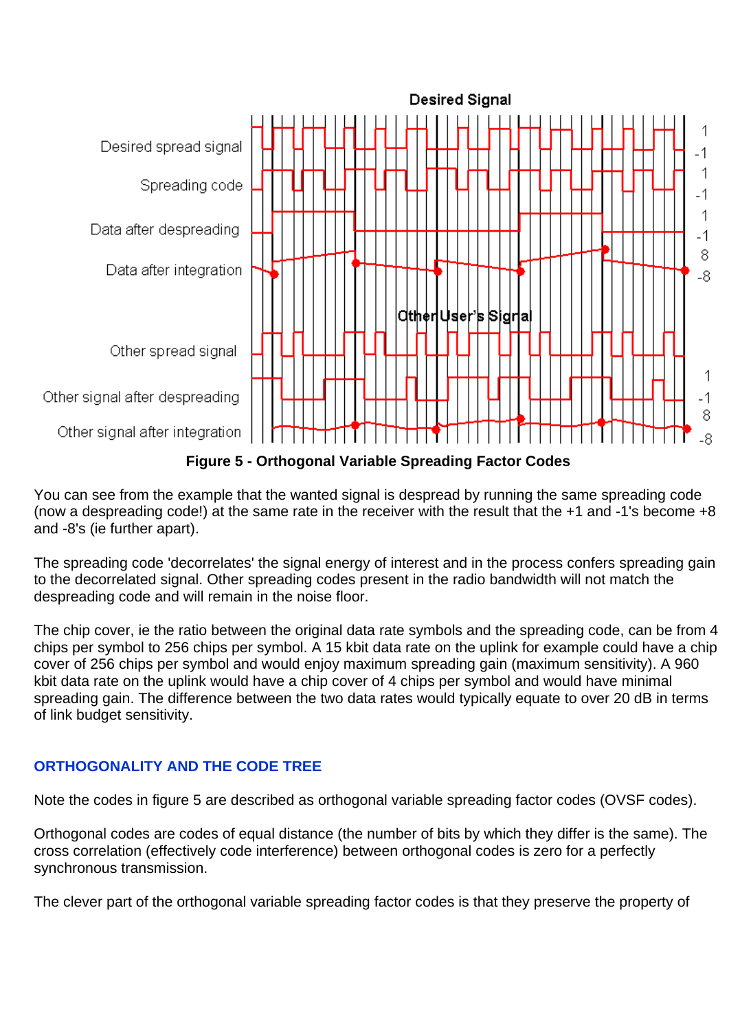Desired Signal

Desired spread signal

Spreading code

Data after despreading

Data after integration

Other User's Signal

Other spread signal

Other signal after despreading

Other signal after integration

1
-1
1
-1
1
-1
8
-8

1
-1
8
-8

**Figure 5 - Orthogonal Variable Spreading Factor Codes**

You can see from the example that the wanted signal is despread by running the same spreading code (now a despreading code!) at the same rate in the receiver with the result that the +1 and -1's become +8 and -8's (ie further apart).

The spreading code 'decorrelates' the signal energy of interest and in the process confers spreading gain to the decorrelated signal. Other spreading codes present in the radio bandwidth will not match the despreading code and will remain in the noise floor.

The chip cover, ie the ratio between the original data rate symbols and the spreading code, can be from 4 chips per symbol to 256 chips per symbol. A 15 kbit data rate on the uplink for example could have a chip cover of 256 chips per symbol and would enjoy maximum spreading gain (maximum sensitivity). A 960 kbit data rate on the uplink would have a chip cover of 4 chips per symbol and would have minimal spreading gain. The difference between the two data rates would typically equate to over 20 dB in terms of link budget sensitivity.

## ORTHOGONALITY AND THE CODE TREE

Note the codes in figure 5 are described as orthogonal variable spreading factor codes (OVSF codes).

Orthogonal codes are codes of equal distance (the number of bits by which they differ is the same). The cross correlation (effectively code interference) between orthogonal codes is zero for a perfectly synchronous transmission.

The clever part of the orthogonal variable spreading factor codes is that they preserve the property of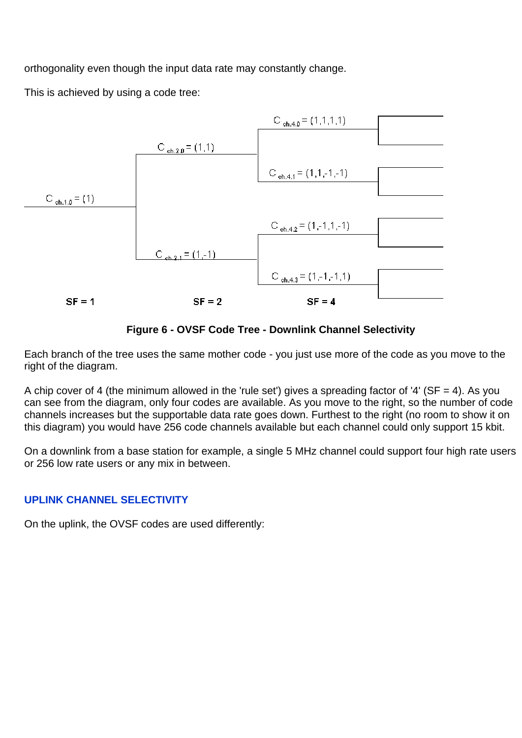orthogonality even though the input data rate may constantly change.

This is achieved by using a code tree:

$C_{ch.4.0}$ = (1,1,1,1)

$C_{ch.2.0}$ = (1,1)

$C_{ch.4.1}$ = (1,1,-1,-1)

$C_{ch.1.0}$ = (1)

$C_{ch.4.2}$ = (1,-1,1,-1)

$C_{ch.2.1}$ = (1,-1)

$C_{ch.4.3}$ = (1,-1,-1,1)

**SF = 1**

**SF = 2**

**SF = 4**

**Figure 6 - OVSF Code Tree - Downlink Channel Selectivity**

Each branch of the tree uses the same mother code - you just use more of the code as you move to the right of the diagram.

A chip cover of 4 (the minimum allowed in the 'rule set') gives a spreading factor of '4' (SF = 4). As you can see from the diagram, only four codes are available. As you move to the right, so the number of code channels increases but the supportable data rate goes down. Furthest to the right (no room to show it on this diagram) you would have 256 code channels available but each channel could only support 15 kbit.

On a downlink from a base station for example, a single 5 MHz channel could support four high rate users or 256 low rate users or any mix in between.

## UPLINK CHANNEL SELECTIVITY

On the uplink, the OVSF codes are used differently: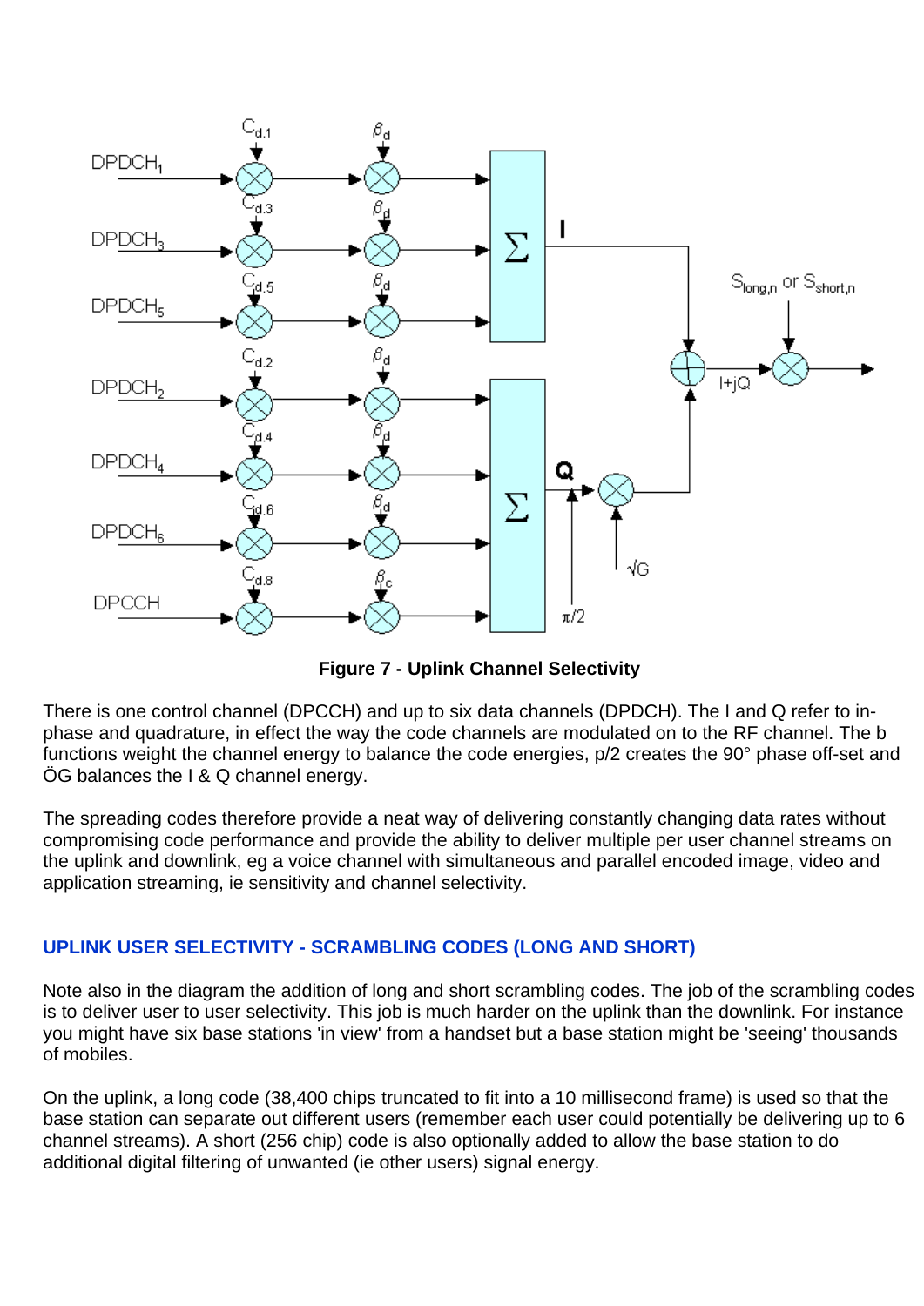DPDCH1

DPDCH3

DPDCH5

DPDCH2

DPDCH4

DPDCH6

DPCCH

$C_{d,1}$ $C_{d,3}$ $C_{d,5}$ $C_{d,2}$ $C_{d,4}$ $C_{d,6}$ $C_{d,8}$

$\beta_d$ $\beta_c$

$\Sigma$

I

Q

$\pi/2$

$\sqrt{G}$

I+jQ

$S_{long,n}$ or $S_{short,n}$

**Figure 7 - Uplink Channel Selectivity**

There is one control channel (DPCCH) and up to six data channels (DPDCH). The I and Q refer to in-phase and quadrature, in effect the way the code channels are modulated on to the RF channel. The b functions weight the channel energy to balance the code energies, p/2 creates the 90° phase off-set and ÖG balances the I & Q channel energy.

The spreading codes therefore provide a neat way of delivering constantly changing data rates without compromising code performance and provide the ability to deliver multiple per user channel streams on the uplink and downlink, eg a voice channel with simultaneous and parallel encoded image, video and application streaming, ie sensitivity and channel selectivity.

## UPLINK USER SELECTIVITY - SCRAMBLING CODES (LONG AND SHORT)

Note also in the diagram the addition of long and short scrambling codes. The job of the scrambling codes is to deliver user to user selectivity. This job is much harder on the uplink than the downlink. For instance you might have six base stations 'in view' from a handset but a base station might be 'seeing' thousands of mobiles.

On the uplink, a long code (38,400 chips truncated to fit into a 10 millisecond frame) is used so that the base station can separate out different users (remember each user could potentially be delivering up to 6 channel streams). A short (256 chip) code is also optionally added to allow the base station to do additional digital filtering of unwanted (ie other users) signal energy.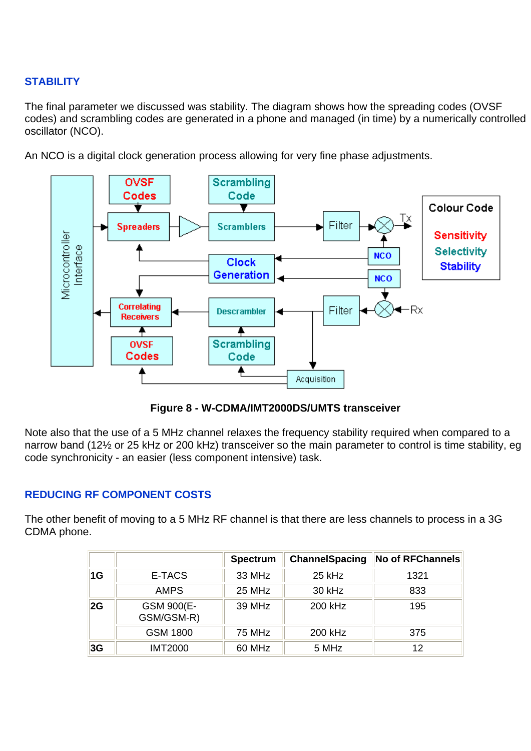## STABILITY

The final parameter we discussed was stability. The diagram shows how the spreading codes (OVSF codes) and scrambling codes are generated in a phone and managed (in time) by a numerically controlled oscillator (NCO).

An NCO is a digital clock generation process allowing for very fine phase adjustments.

Microcontroller Interface
OVSF Codes
Spreaders
Scrambling Code
Scramblers
Filter
Tx
NCO
Clock Generation
NCO
Correlating Receivers
Descrambler
Filter
Rx
OVSF Codes
Scrambling Code
Acquisition
Colour Code
Sensitivity
Selectivity
Stability

**Figure 8 - W-CDMA/IMT2000DS/UMTS transceiver**

Note also that the use of a 5 MHz channel relaxes the frequency stability required when compared to a narrow band (12½ or 25 kHz or 200 kHz) transceiver so the main parameter to control is time stability, eg code synchronicity - an easier (less component intensive) task.

## REDUCING RF COMPONENT COSTS

The other benefit of moving to a 5 MHz RF channel is that there are less channels to process in a 3G CDMA phone.

| | | Spectrum | ChannelSpacing | No of RFChannels |
|---|---|---|---|---|
| 1G | E-TACS | 33 MHz | 25 kHz | 1321 |
| | AMPS | 25 MHz | 30 kHz | 833 |
| 2G | GSM 900(E-GSM/GSM-R) | 39 MHz | 200 kHz | 195 |
| | GSM 1800 | 75 MHz | 200 kHz | 375 |
| 3G | IMT2000 | 60 MHz | 5 MHz | 12 |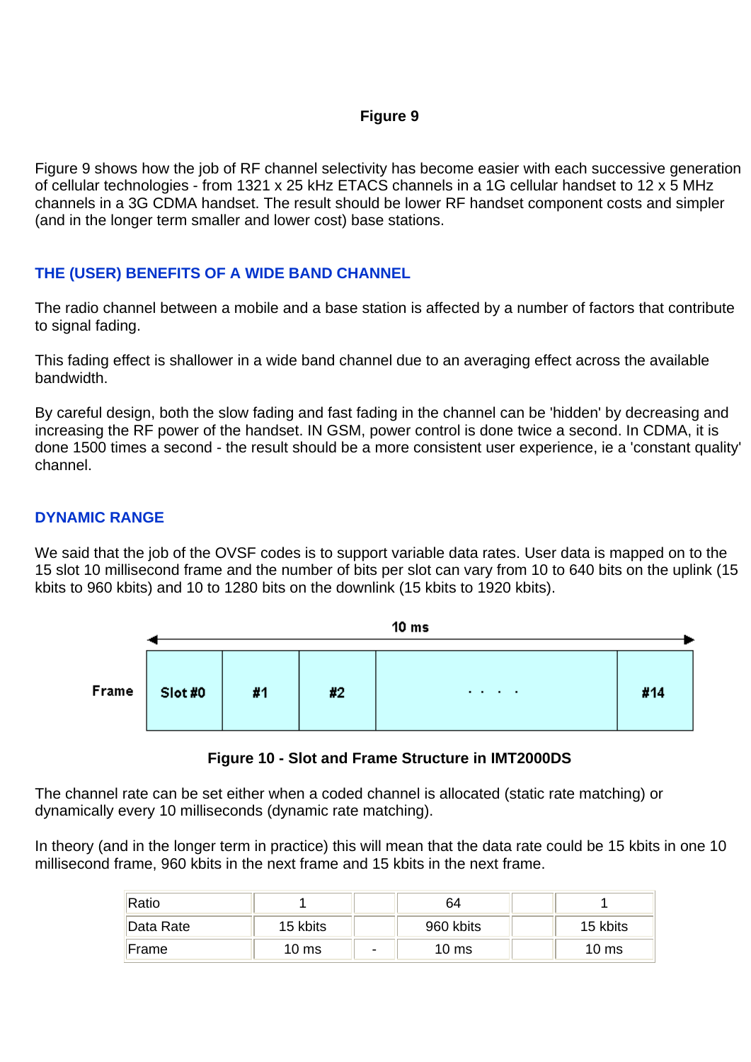**Figure 9**

Figure 9 shows how the job of RF channel selectivity has become easier with each successive generation of cellular technologies - from 1321 x 25 kHz ETACS channels in a 1G cellular handset to 12 x 5 MHz channels in a 3G CDMA handset. The result should be lower RF handset component costs and simpler (and in the longer term smaller and lower cost) base stations.

## THE (USER) BENEFITS OF A WIDE BAND CHANNEL

The radio channel between a mobile and a base station is affected by a number of factors that contribute to signal fading.

This fading effect is shallower in a wide band channel due to an averaging effect across the available bandwidth.

By careful design, both the slow fading and fast fading in the channel can be 'hidden' by decreasing and increasing the RF power of the handset. IN GSM, power control is done twice a second. In CDMA, it is done 1500 times a second - the result should be a more consistent user experience, ie a 'constant quality' channel.

## DYNAMIC RANGE

We said that the job of the OVSF codes is to support variable data rates. User data is mapped on to the 15 slot 10 millisecond frame and the number of bits per slot can vary from 10 to 640 bits on the uplink (15 kbits to 960 kbits) and 10 to 1280 bits on the downlink (15 kbits to 1920 kbits).

10 ms

Frame

Slot #0

#1

#2

. . . .

#14

**Figure 10 - Slot and Frame Structure in IMT2000DS**

The channel rate can be set either when a coded channel is allocated (static rate matching) or dynamically every 10 milliseconds (dynamic rate matching).

In theory (and in the longer term in practice) this will mean that the data rate could be 15 kbits in one 10 millisecond frame, 960 kbits in the next frame and 15 kbits in the next frame.

| | | | | | |
|---|---|---|---|---|---|
| Ratio | 1 | | 64 | | 1 |
| Data Rate | 15 kbits | | 960 kbits | | 15 kbits |
| Frame | 10 ms | - | 10 ms | | 10 ms |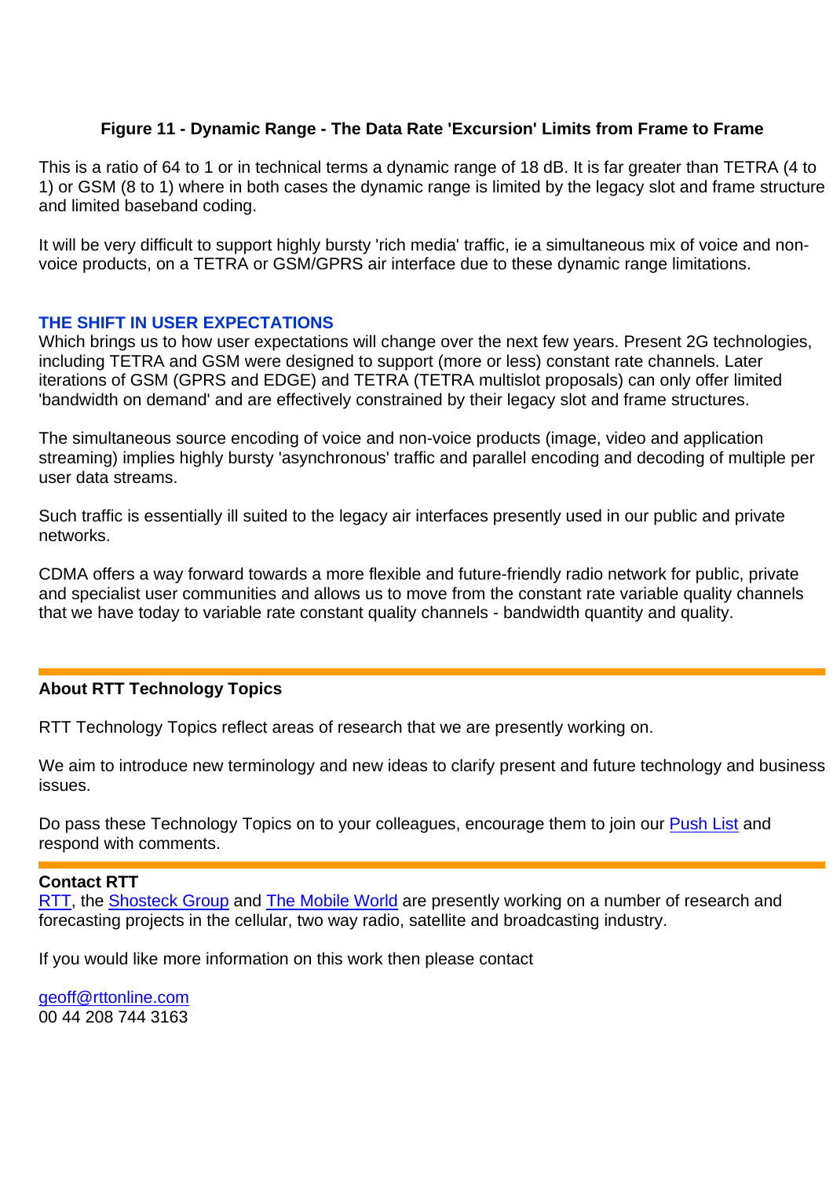**Figure 11 - Dynamic Range - The Data Rate 'Excursion' Limits from Frame to Frame**

This is a ratio of 64 to 1 or in technical terms a dynamic range of 18 dB. It is far greater than TETRA (4 to 1) or GSM (8 to 1) where in both cases the dynamic range is limited by the legacy slot and frame structure and limited baseband coding.

It will be very difficult to support highly bursty 'rich media' traffic, ie a simultaneous mix of voice and non-voice products, on a TETRA or GSM/GPRS air interface due to these dynamic range limitations.

## THE SHIFT IN USER EXPECTATIONS

Which brings us to how user expectations will change over the next few years. Present 2G technologies, including TETRA and GSM were designed to support (more or less) constant rate channels. Later iterations of GSM (GPRS and EDGE) and TETRA (TETRA multislot proposals) can only offer limited 'bandwidth on demand' and are effectively constrained by their legacy slot and frame structures.

The simultaneous source encoding of voice and non-voice products (image, video and application streaming) implies highly bursty 'asynchronous' traffic and parallel encoding and decoding of multiple per user data streams.

Such traffic is essentially ill suited to the legacy air interfaces presently used in our public and private networks.

CDMA offers a way forward towards a more flexible and future-friendly radio network for public, private and specialist user communities and allows us to move from the constant rate variable quality channels that we have today to variable rate constant quality channels - bandwidth quantity and quality.

---

**About RTT Technology Topics**

RTT Technology Topics reflect areas of research that we are presently working on.

We aim to introduce new terminology and new ideas to clarify present and future technology and business issues.

Do pass these Technology Topics on to your colleagues, encourage them to join our Push List and respond with comments.

---

**Contact RTT**

RTT, the Shosteck Group and The Mobile World are presently working on a number of research and forecasting projects in the cellular, two way radio, satellite and broadcasting industry.

If you would like more information on this work then please contact

geoff@rttonline.com
00 44 208 744 3163